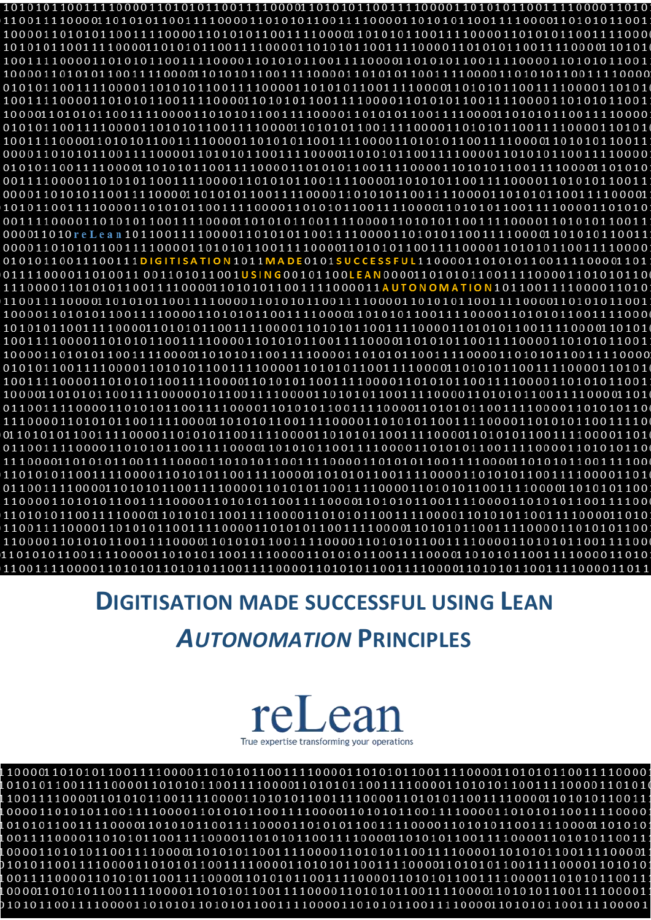# Digitisation made successful using Lean *Autonomation* Principles

reLean

True expertise transforming your operations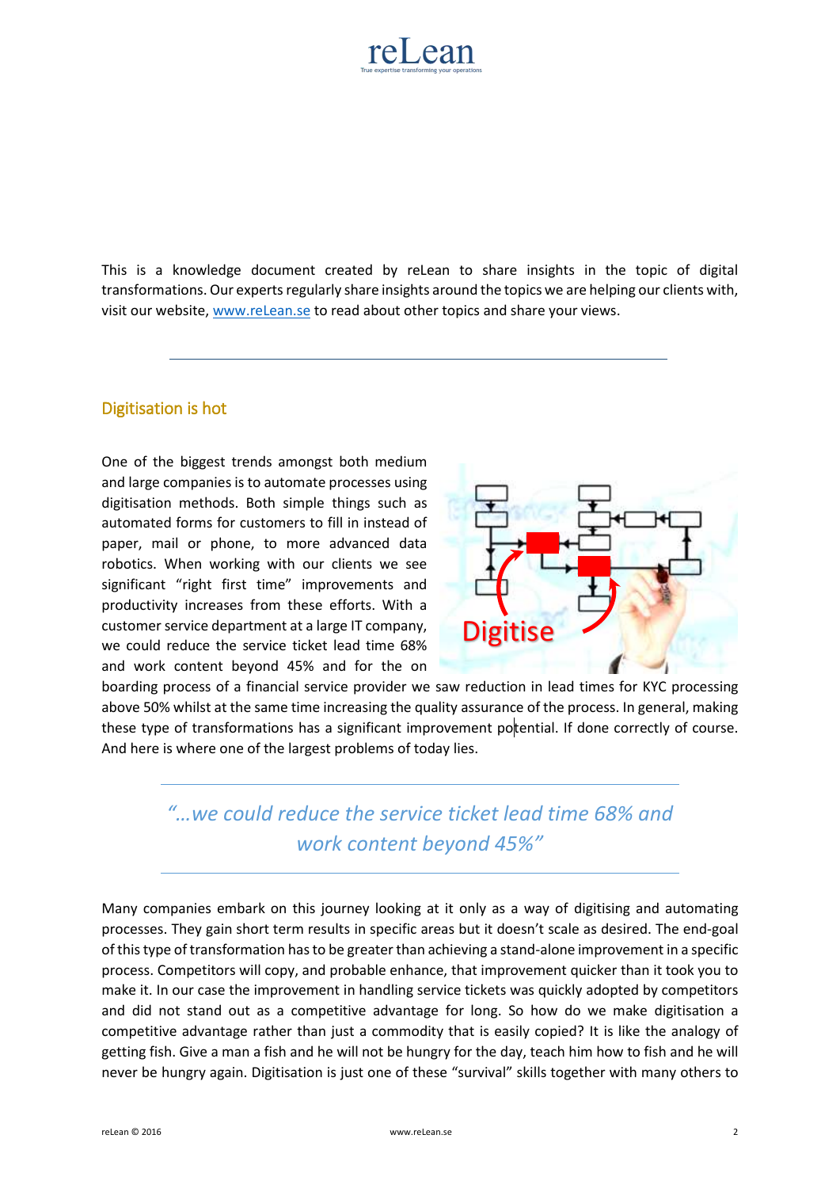This is a knowledge document created by reLean to share insights in the topic of digital transformations. Our experts regularly share insights around the topics we are helping our clients with, visit our website, www.reLean.se to read about other topics and share your views.

---

## Digitisation is hot

One of the biggest trends amongst both medium and large companies is to automate processes using digitisation methods. Both simple things such as automated forms for customers to fill in instead of paper, mail or phone, to more advanced data robotics. When working with our clients we see significant "right first time" improvements and productivity increases from these efforts. With a customer service department at a large IT company, we could reduce the service ticket lead time 68% and work content beyond 45% and for the on boarding process of a financial service provider we saw reduction in lead times for KYC processing above 50% whilst at the same time increasing the quality assurance of the process. In general, making these type of transformations has a significant improvement potential. If done correctly of course. And here is where one of the largest problems of today lies.

> *"…we could reduce the service ticket lead time 68% and work content beyond 45%"*

Many companies embark on this journey looking at it only as a way of digitising and automating processes. They gain short term results in specific areas but it doesn't scale as desired. The end-goal of this type of transformation has to be greater than achieving a stand-alone improvement in a specific process. Competitors will copy, and probable enhance, that improvement quicker than it took you to make it. In our case the improvement in handling service tickets was quickly adopted by competitors and did not stand out as a competitive advantage for long. So how do we make digitisation a competitive advantage rather than just a commodity that is easily copied? It is like the analogy of getting fish. Give a man a fish and he will not be hungry for the day, teach him how to fish and he will never be hungry again. Digitisation is just one of these "survival" skills together with many others to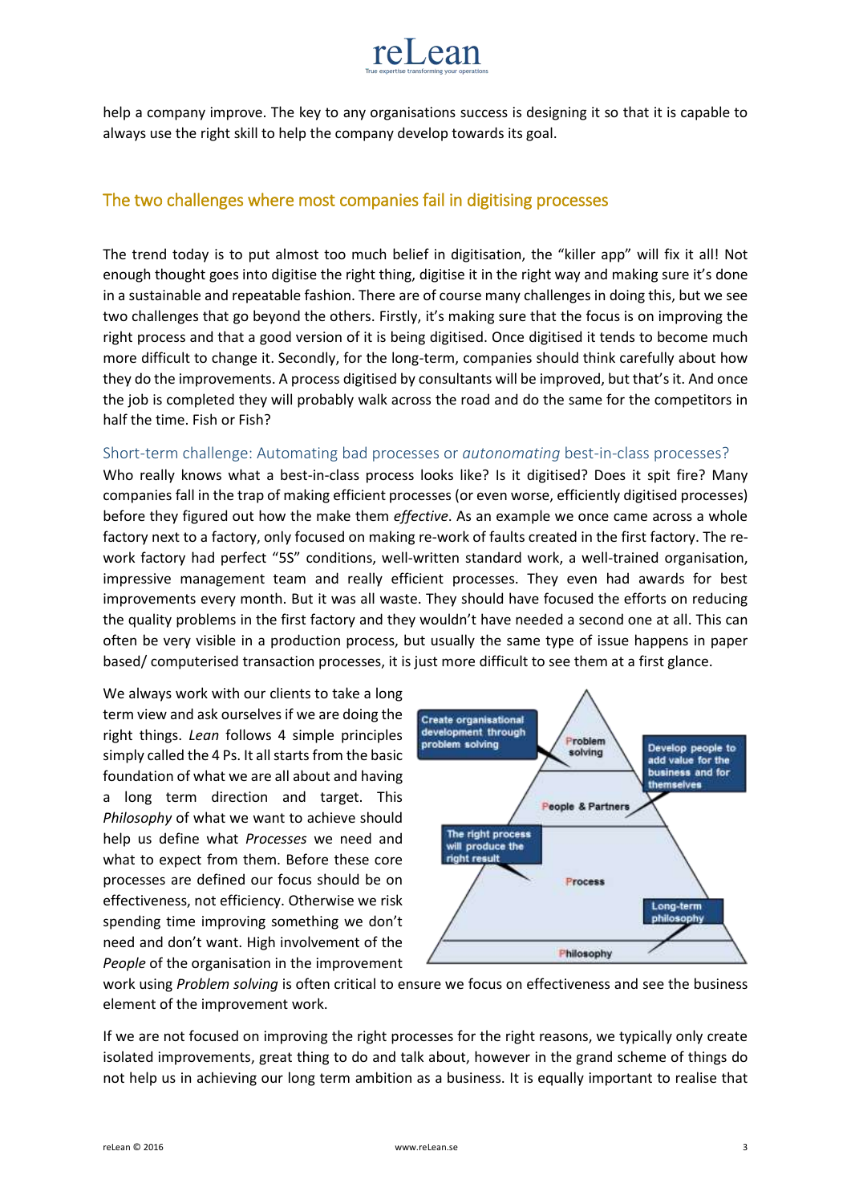help a company improve. The key to any organisations success is designing it so that it is capable to always use the right skill to help the company develop towards its goal.

## The two challenges where most companies fail in digitising processes

The trend today is to put almost too much belief in digitisation, the "killer app" will fix it all! Not enough thought goes into digitise the right thing, digitise it in the right way and making sure it's done in a sustainable and repeatable fashion. There are of course many challenges in doing this, but we see two challenges that go beyond the others. Firstly, it's making sure that the focus is on improving the right process and that a good version of it is being digitised. Once digitised it tends to become much more difficult to change it. Secondly, for the long-term, companies should think carefully about how they do the improvements. A process digitised by consultants will be improved, but that's it. And once the job is completed they will probably walk across the road and do the same for the competitors in half the time. Fish or Fish?

### Short-term challenge: Automating bad processes or *autonomating* best-in-class processes?

Who really knows what a best-in-class process looks like? Is it digitised? Does it spit fire? Many companies fall in the trap of making efficient processes (or even worse, efficiently digitised processes) before they figured out how the make them *effective*. As an example we once came across a whole factory next to a factory, only focused on making re-work of faults created in the first factory. The re-work factory had perfect "5S" conditions, well-written standard work, a well-trained organisation, impressive management team and really efficient processes. They even had awards for best improvements every month. But it was all waste. They should have focused the efforts on reducing the quality problems in the first factory and they wouldn't have needed a second one at all. This can often be very visible in a production process, but usually the same type of issue happens in paper based/ computerised transaction processes, it is just more difficult to see them at a first glance.

We always work with our clients to take a long term view and ask ourselves if we are doing the right things. *Lean* follows 4 simple principles simply called the 4 Ps. It all starts from the basic foundation of what we are all about and having a long term direction and target. This *Philosophy* of what we want to achieve should help us define what *Processes* we need and what to expect from them. Before these core processes are defined our focus should be on effectiveness, not efficiency. Otherwise we risk spending time improving something we don't need and don't want. High involvement of the *People* of the organisation in the improvement work using *Problem solving* is often critical to ensure we focus on effectiveness and see the business element of the improvement work.

If we are not focused on improving the right processes for the right reasons, we typically only create isolated improvements, great thing to do and talk about, however in the grand scheme of things do not help us in achieving our long term ambition as a business. It is equally important to realise that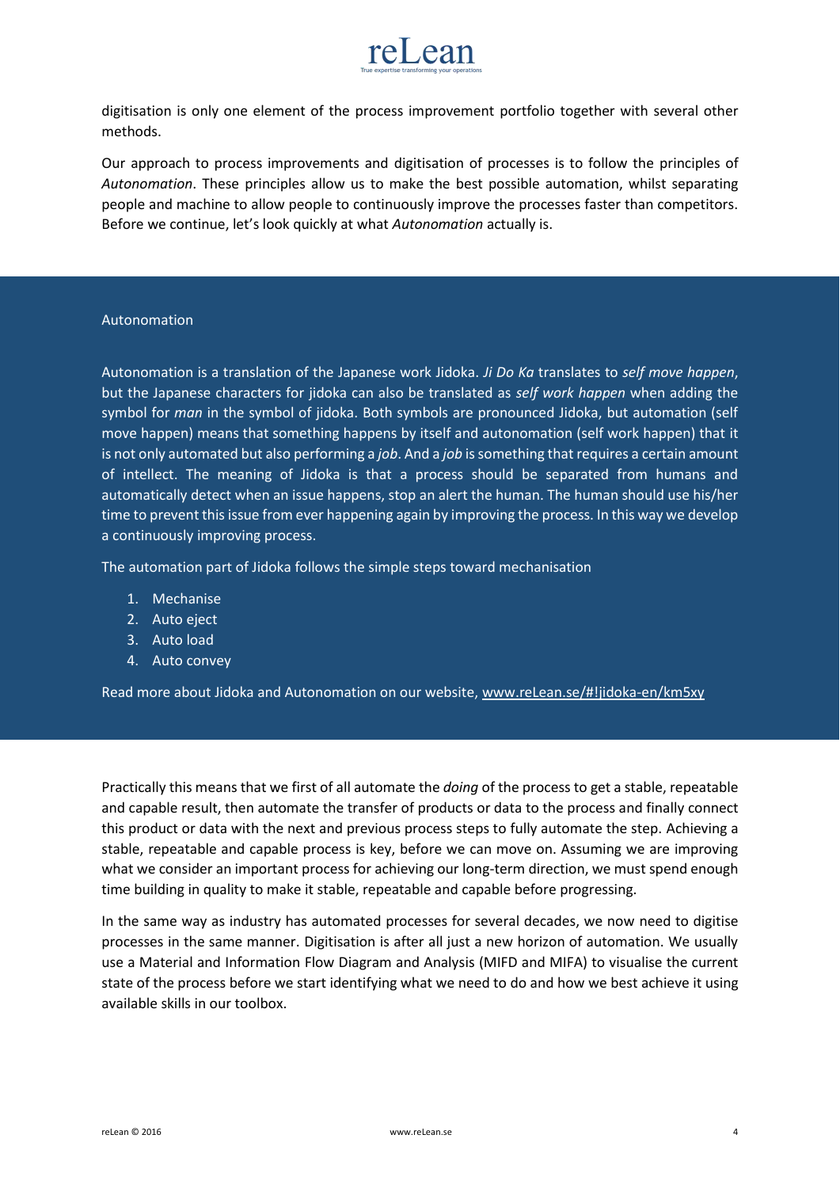digitisation is only one element of the process improvement portfolio together with several other methods.

Our approach to process improvements and digitisation of processes is to follow the principles of *Autonomation*. These principles allow us to make the best possible automation, whilst separating people and machine to allow people to continuously improve the processes faster than competitors. Before we continue, let's look quickly at what *Autonomation* actually is.

## Autonomation

Autonomation is a translation of the Japanese work Jidoka. *Ji Do Ka* translates to *self move happen*, but the Japanese characters for jidoka can also be translated as *self work happen* when adding the symbol for *man* in the symbol of jidoka. Both symbols are pronounced Jidoka, but automation (self move happen) means that something happens by itself and autonomation (self work happen) that it is not only automated but also performing a *job*. And a *job* is something that requires a certain amount of intellect. The meaning of Jidoka is that a process should be separated from humans and automatically detect when an issue happens, stop an alert the human. The human should use his/her time to prevent this issue from ever happening again by improving the process. In this way we develop a continuously improving process.

The automation part of Jidoka follows the simple steps toward mechanisation

1. Mechanise
2. Auto eject
3. Auto load
4. Auto convey

Read more about Jidoka and Autonomation on our website, www.reLean.se/#!jidoka-en/km5xy

Practically this means that we first of all automate the *doing* of the process to get a stable, repeatable and capable result, then automate the transfer of products or data to the process and finally connect this product or data with the next and previous process steps to fully automate the step. Achieving a stable, repeatable and capable process is key, before we can move on. Assuming we are improving what we consider an important process for achieving our long-term direction, we must spend enough time building in quality to make it stable, repeatable and capable before progressing.

In the same way as industry has automated processes for several decades, we now need to digitise processes in the same manner. Digitisation is after all just a new horizon of automation. We usually use a Material and Information Flow Diagram and Analysis (MIFD and MIFA) to visualise the current state of the process before we start identifying what we need to do and how we best achieve it using available skills in our toolbox.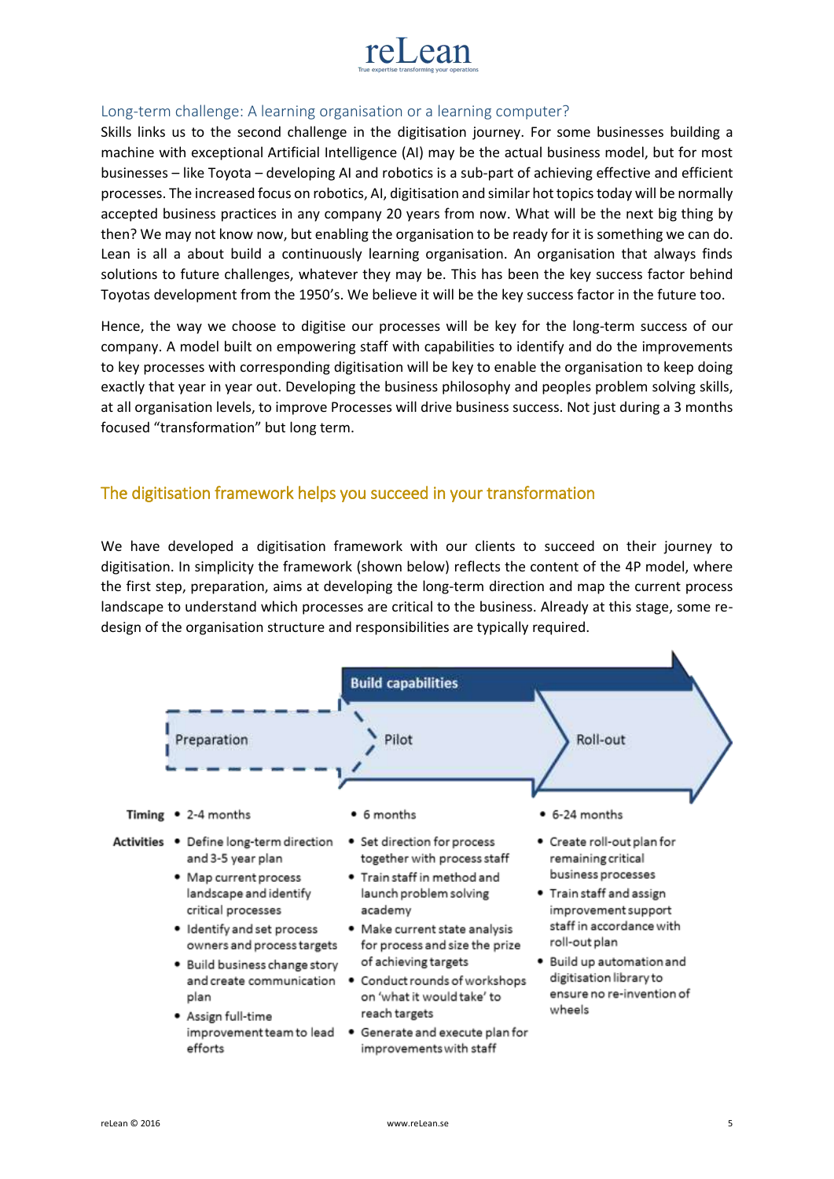## Long-term challenge: A learning organisation or a learning computer?

Skills links us to the second challenge in the digitisation journey. For some businesses building a machine with exceptional Artificial Intelligence (AI) may be the actual business model, but for most businesses – like Toyota – developing AI and robotics is a sub-part of achieving effective and efficient processes. The increased focus on robotics, AI, digitisation and similar hot topics today will be normally accepted business practices in any company 20 years from now. What will be the next big thing by then? We may not know now, but enabling the organisation to be ready for it is something we can do. Lean is all a about build a continuously learning organisation. An organisation that always finds solutions to future challenges, whatever they may be. This has been the key success factor behind Toyotas development from the 1950's. We believe it will be the key success factor in the future too.

Hence, the way we choose to digitise our processes will be key for the long-term success of our company. A model built on empowering staff with capabilities to identify and do the improvements to key processes with corresponding digitisation will be key to enable the organisation to keep doing exactly that year in year out. Developing the business philosophy and peoples problem solving skills, at all organisation levels, to improve Processes will drive business success. Not just during a 3 months focused "transformation" but long term.

## The digitisation framework helps you succeed in your transformation

We have developed a digitisation framework with our clients to succeed on their journey to digitisation. In simplicity the framework (shown below) reflects the content of the 4P model, where the first step, preparation, aims at developing the long-term direction and map the current process landscape to understand which processes are critical to the business. Already at this stage, some re-design of the organisation structure and responsibilities are typically required.

| | Preparation | Pilot | Roll-out |
|---|---|---|---|
| | | Build capabilities | |
| **Timing** | 2-4 months | 6 months | 6-24 months |
| **Activities** | • Define long-term direction and 3-5 year plan<br>• Map current process landscape and identify critical processes<br>• Identify and set process owners and process targets<br>• Build business change story and create communication plan<br>• Assign full-time improvement team to lead efforts | • Set direction for process together with process staff<br>• Train staff in method and launch problem solving academy<br>• Make current state analysis for process and size the prize of achieving targets<br>• Conduct rounds of workshops on 'what it would take' to reach targets<br>• Generate and execute plan for improvements with staff | • Create roll-out plan for remaining critical business processes<br>• Train staff and assign improvement support staff in accordance with roll-out plan<br>• Build up automation and digitisation library to ensure no re-invention of wheels |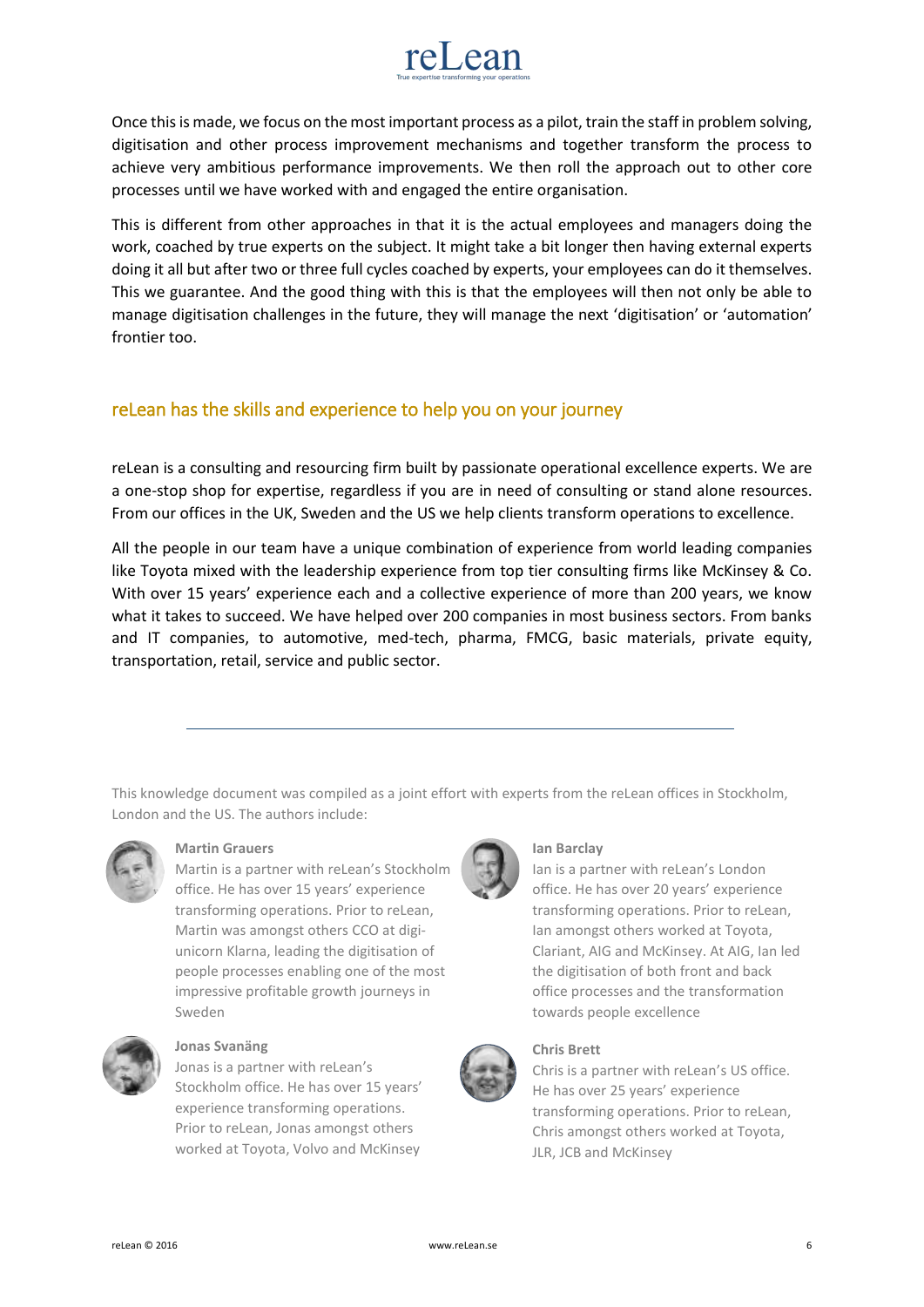Once this is made, we focus on the most important process as a pilot, train the staff in problem solving, digitisation and other process improvement mechanisms and together transform the process to achieve very ambitious performance improvements. We then roll the approach out to other core processes until we have worked with and engaged the entire organisation.

This is different from other approaches in that it is the actual employees and managers doing the work, coached by true experts on the subject. It might take a bit longer then having external experts doing it all but after two or three full cycles coached by experts, your employees can do it themselves. This we guarantee. And the good thing with this is that the employees will then not only be able to manage digitisation challenges in the future, they will manage the next 'digitisation' or 'automation' frontier too.

## reLean has the skills and experience to help you on your journey

reLean is a consulting and resourcing firm built by passionate operational excellence experts. We are a one-stop shop for expertise, regardless if you are in need of consulting or stand alone resources. From our offices in the UK, Sweden and the US we help clients transform operations to excellence.

All the people in our team have a unique combination of experience from world leading companies like Toyota mixed with the leadership experience from top tier consulting firms like McKinsey & Co. With over 15 years' experience each and a collective experience of more than 200 years, we know what it takes to succeed. We have helped over 200 companies in most business sectors. From banks and IT companies, to automotive, med-tech, pharma, FMCG, basic materials, private equity, transportation, retail, service and public sector.

---

This knowledge document was compiled as a joint effort with experts from the reLean offices in Stockholm, London and the US. The authors include:

**Martin Grauers**
Martin is a partner with reLean's Stockholm office. He has over 15 years' experience transforming operations. Prior to reLean, Martin was amongst others CCO at digi-unicorn Klarna, leading the digitisation of people processes enabling one of the most impressive profitable growth journeys in Sweden

**Jonas Svanäng**
Jonas is a partner with reLean's Stockholm office. He has over 15 years' experience transforming operations. Prior to reLean, Jonas amongst others worked at Toyota, Volvo and McKinsey

**Ian Barclay**
Ian is a partner with reLean's London office. He has over 20 years' experience transforming operations. Prior to reLean, Ian amongst others worked at Toyota, Clariant, AIG and McKinsey. At AIG, Ian led the digitisation of both front and back office processes and the transformation towards people excellence

**Chris Brett**
Chris is a partner with reLean's US office. He has over 25 years' experience transforming operations. Prior to reLean, Chris amongst others worked at Toyota, JLR, JCB and McKinsey